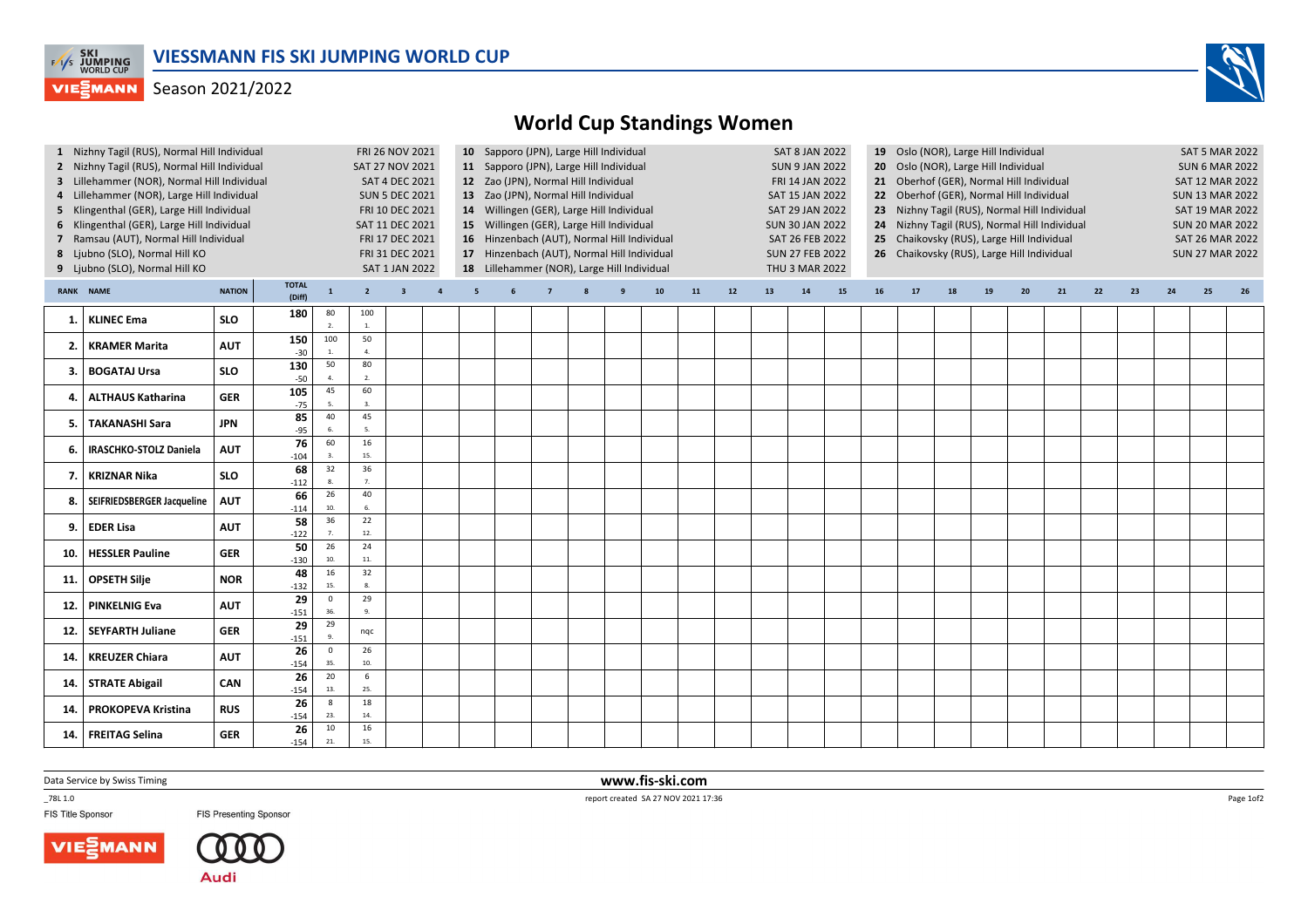# VIESSMANN FIS SKI JUMPING WORLD CUP

Season 2021/2022

## World Cup Standings Women

1. Nizhny Tagil (RUS), Normal Hill Individual — FRI 26 NOV 2021
2. Nizhny Tagil (RUS), Normal Hill Individual — SAT 27 NOV 2021
3. Lillehammer (NOR), Normal Hill Individual — SAT 4 DEC 2021
4. Lillehammer (NOR), Large Hill Individual — SUN 5 DEC 2021
5. Klingenthal (GER), Large Hill Individual — FRI 10 DEC 2021
6. Klingenthal (GER), Large Hill Individual — SAT 11 DEC 2021
7. Ramsau (AUT), Normal Hill Individual — FRI 17 DEC 2021
8. Ljubno (SLO), Normal Hill KO — FRI 31 DEC 2021
9. Ljubno (SLO), Normal Hill KO — SAT 1 JAN 2022
10. Sapporo (JPN), Large Hill Individual — SAT 8 JAN 2022
11. Sapporo (JPN), Large Hill Individual — SUN 9 JAN 2022
12. Zao (JPN), Normal Hill Individual — FRI 14 JAN 2022
13. Zao (JPN), Normal Hill Individual — SAT 15 JAN 2022
14. Willingen (GER), Large Hill Individual — SAT 29 JAN 2022
15. Willingen (GER), Large Hill Individual — SUN 30 JAN 2022
16. Hinzenbach (AUT), Normal Hill Individual — SAT 26 FEB 2022
17. Hinzenbach (AUT), Normal Hill Individual — SUN 27 FEB 2022
18. Lillehammer (NOR), Large Hill Individual — THU 3 MAR 2022
19. Oslo (NOR), Large Hill Individual — SAT 5 MAR 2022
20. Oslo (NOR), Large Hill Individual — SUN 6 MAR 2022
21. Oberhof (GER), Normal Hill Individual — SAT 12 MAR 2022
22. Oberhof (GER), Normal Hill Individual — SUN 13 MAR 2022
23. Nizhny Tagil (RUS), Normal Hill Individual — SAT 19 MAR 2022
24. Nizhny Tagil (RUS), Normal Hill Individual — SUN 20 MAR 2022
25. Chaikovsky (RUS), Large Hill Individual — SAT 26 MAR 2022
26. Chaikovsky (RUS), Large Hill Individual — SUN 27 MAR 2022

| RANK | NAME | NATION | TOTAL (Diff) | 1 | 2 | 3 | 4 | 5 | 6 | 7 | 8 | 9 | 10 | 11 | 12 | 13 | 14 | 15 | 16 | 17 | 18 | 19 | 20 | 21 | 22 | 23 | 24 | 25 | 26 |
|---|---|---|---|---|---|---|---|---|---|---|---|---|---|---|---|---|---|---|---|---|---|---|---|---|---|---|---|---|---|
| 1. | KLINEC Ema | SLO | 180 | 80 2. | 100 1. | | | | | | | | | | | | | | | | | | | | | | | | |
| 2. | KRAMER Marita | AUT | 150 -30 | 100 1. | 50 4. | | | | | | | | | | | | | | | | | | | | | | | | |
| 3. | BOGATAJ Ursa | SLO | 130 -50 | 50 4. | 80 2. | | | | | | | | | | | | | | | | | | | | | | | | |
| 4. | ALTHAUS Katharina | GER | 105 -75 | 45 5. | 60 3. | | | | | | | | | | | | | | | | | | | | | | | | |
| 5. | TAKANASHI Sara | JPN | 85 -95 | 40 6. | 45 5. | | | | | | | | | | | | | | | | | | | | | | | | |
| 6. | IRASCHKO-STOLZ Daniela | AUT | 76 -104 | 60 3. | 16 15. | | | | | | | | | | | | | | | | | | | | | | | | |
| 7. | KRIZNAR Nika | SLO | 68 -112 | 32 8. | 36 7. | | | | | | | | | | | | | | | | | | | | | | | | |
| 8. | SEIFRIEDSBERGER Jacqueline | AUT | 66 -114 | 26 10. | 40 6. | | | | | | | | | | | | | | | | | | | | | | | | |
| 9. | EDER Lisa | AUT | 58 -122 | 36 7. | 22 12. | | | | | | | | | | | | | | | | | | | | | | | | |
| 10. | HESSLER Pauline | GER | 50 -130 | 26 10. | 24 11. | | | | | | | | | | | | | | | | | | | | | | | | |
| 11. | OPSETH Silje | NOR | 48 -132 | 16 15. | 32 8. | | | | | | | | | | | | | | | | | | | | | | | | |
| 12. | PINKELNIG Eva | AUT | 29 -151 | 0 36. | 29 9. | | | | | | | | | | | | | | | | | | | | | | | | |
| 12. | SEYFARTH Juliane | GER | 29 -151 | 29 9. | nqc | | | | | | | | | | | | | | | | | | | | | | | | |
| 14. | KREUZER Chiara | AUT | 26 -154 | 0 35. | 26 10. | | | | | | | | | | | | | | | | | | | | | | | | |
| 14. | STRATE Abigail | CAN | 26 -154 | 20 13. | 6 25. | | | | | | | | | | | | | | | | | | | | | | | | |
| 14. | PROKOPEVA Kristina | RUS | 26 -154 | 8 23. | 18 14. | | | | | | | | | | | | | | | | | | | | | | | | |
| 14. | FREITAG Selina | GER | 26 -154 | 10 21. | 16 15. | | | | | | | | | | | | | | | | | | | | | | | | |

Data Service by Swiss Timing

www.fis-ski.com

_78L 1.0

report created SA 27 NOV 2021 17:36

FIS Title Sponsor

FIS Presenting Sponsor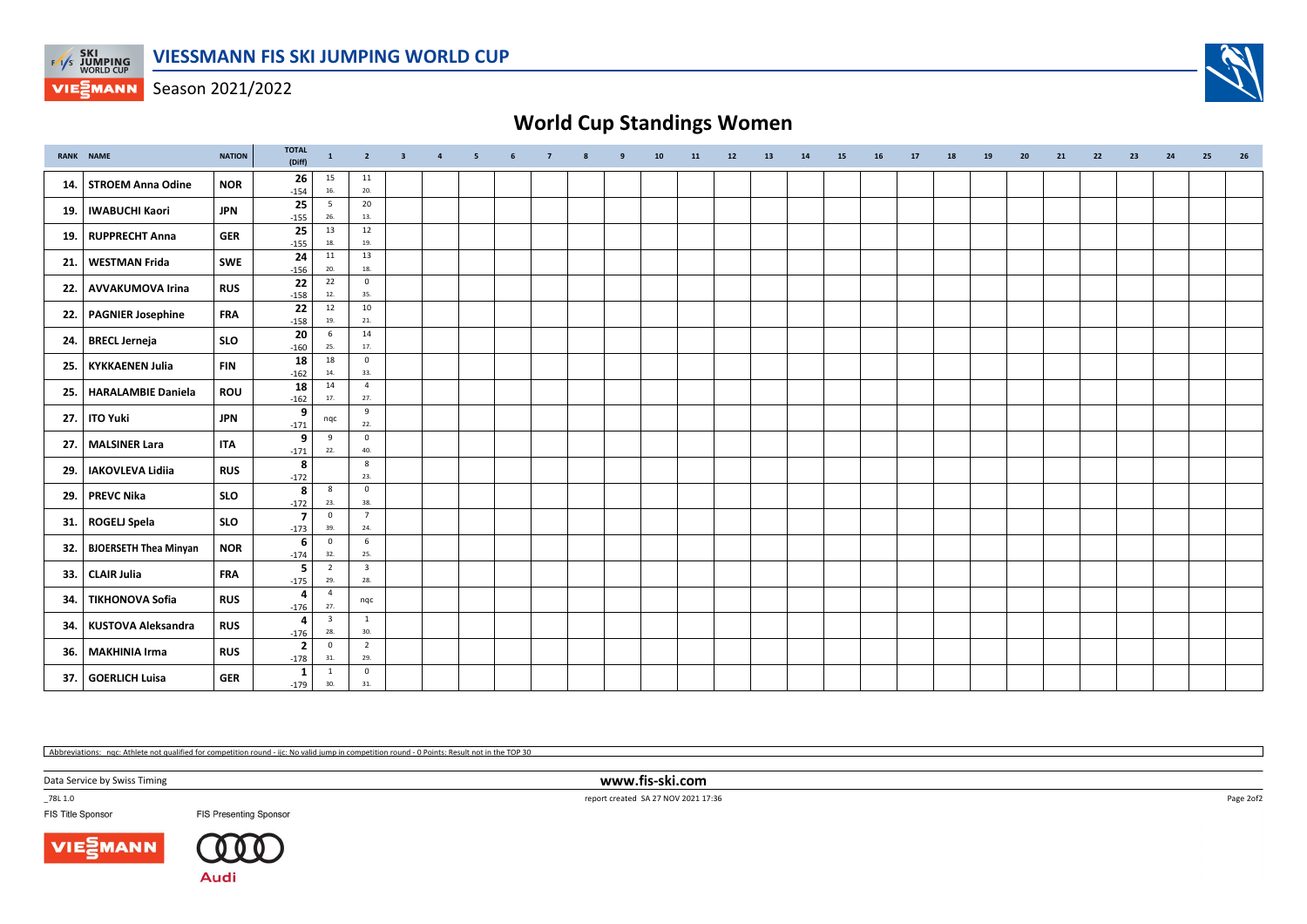# World Cup Standings Women

| RANK | NAME | NATION | TOTAL (Diff) | 1 | 2 | 3 | 4 | 5 | 6 | 7 | 8 | 9 | 10 | 11 | 12 | 13 | 14 | 15 | 16 | 17 | 18 | 19 | 20 | 21 | 22 | 23 | 24 | 25 | 26 |
|---|---|---|---|---|---|---|---|---|---|---|---|---|---|---|---|---|---|---|---|---|---|---|---|---|---|---|---|---|---|
| 14. | STROEM Anna Odine | NOR | 26 -154 | 15 16. | 11 20. | | | | | | | | | | | | | | | | | | | | | | | | |
| 19. | IWABUCHI Kaori | JPN | 25 -155 | 5 26. | 20 13. | | | | | | | | | | | | | | | | | | | | | | | | |
| 19. | RUPPRECHT Anna | GER | 25 -155 | 13 18. | 12 19. | | | | | | | | | | | | | | | | | | | | | | | | |
| 21. | WESTMAN Frida | SWE | 24 -156 | 11 20. | 13 18. | | | | | | | | | | | | | | | | | | | | | | | | |
| 22. | AVVAKUMOVA Irina | RUS | 22 -158 | 22 12. | 0 35. | | | | | | | | | | | | | | | | | | | | | | | | |
| 22. | PAGNIER Josephine | FRA | 22 -158 | 12 19. | 10 21. | | | | | | | | | | | | | | | | | | | | | | | | |
| 24. | BRECL Jerneja | SLO | 20 -160 | 6 25. | 14 17. | | | | | | | | | | | | | | | | | | | | | | | | |
| 25. | KYKKAENEN Julia | FIN | 18 -162 | 18 14. | 0 33. | | | | | | | | | | | | | | | | | | | | | | | | |
| 25. | HARALAMBIE Daniela | ROU | 18 -162 | 14 17. | 4 27. | | | | | | | | | | | | | | | | | | | | | | | | |
| 27. | ITO Yuki | JPN | 9 -171 | nqc | 9 22. | | | | | | | | | | | | | | | | | | | | | | | | |
| 27. | MALSINER Lara | ITA | 9 -171 | 9 22. | 0 40. | | | | | | | | | | | | | | | | | | | | | | | | |
| 29. | IAKOVLEVA Lidiia | RUS | 8 -172 | | 8 23. | | | | | | | | | | | | | | | | | | | | | | | | |
| 29. | PREVC Nika | SLO | 8 -172 | 8 23. | 0 38. | | | | | | | | | | | | | | | | | | | | | | | | |
| 31. | ROGELJ Spela | SLO | 7 -173 | 0 39. | 7 24. | | | | | | | | | | | | | | | | | | | | | | | | |
| 32. | BJOERSETH Thea Minyan | NOR | 6 -174 | 0 32. | 6 25. | | | | | | | | | | | | | | | | | | | | | | | | |
| 33. | CLAIR Julia | FRA | 5 -175 | 2 29. | 3 28. | | | | | | | | | | | | | | | | | | | | | | | | |
| 34. | TIKHONOVA Sofia | RUS | 4 -176 | 4 27. | nqc | | | | | | | | | | | | | | | | | | | | | | | | |
| 34. | KUSTOVA Aleksandra | RUS | 4 -176 | 3 28. | 1 30. | | | | | | | | | | | | | | | | | | | | | | | | |
| 36. | MAKHINIA Irma | RUS | 2 -178 | 0 31. | 2 29. | | | | | | | | | | | | | | | | | | | | | | | | |
| 37. | GOERLICH Luisa | GER | 1 -179 | 1 30. | 0 31. | | | | | | | | | | | | | | | | | | | | | | | | |

Abbreviations: nqc: Athlete not qualified for competition round - ijc: No valid jump in competition round - 0 Points: Result not in the TOP 30

Data Service by Swiss Timing

www.fis-ski.com

_78L 1.0

report created SA 27 NOV 2021 17:36

FIS Title Sponsor

FIS Presenting Sponsor